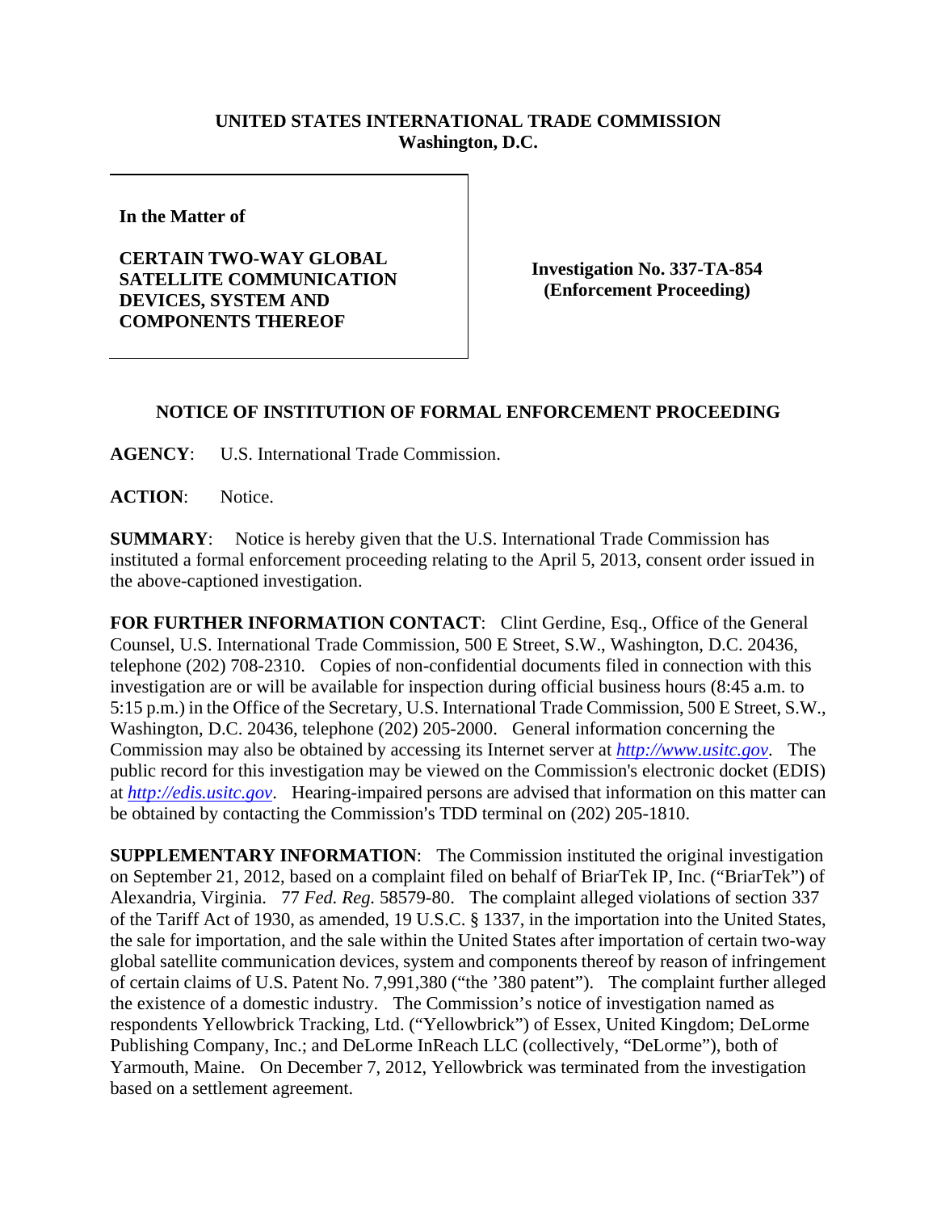**UNITED STATES INTERNATIONAL TRADE COMMISSION**
**Washington, D.C.**

| | |
|---|---|
| **In the Matter of**<br><br>**CERTAIN TWO-WAY GLOBAL SATELLITE COMMUNICATION DEVICES, SYSTEM AND COMPONENTS THEREOF** | **Investigation No. 337-TA-854**<br>**(Enforcement Proceeding)** |

## NOTICE OF INSTITUTION OF FORMAL ENFORCEMENT PROCEEDING

**AGENCY**: U.S. International Trade Commission.

**ACTION**: Notice.

**SUMMARY**: Notice is hereby given that the U.S. International Trade Commission has instituted a formal enforcement proceeding relating to the April 5, 2013, consent order issued in the above-captioned investigation.

**FOR FURTHER INFORMATION CONTACT**: Clint Gerdine, Esq., Office of the General Counsel, U.S. International Trade Commission, 500 E Street, S.W., Washington, D.C. 20436, telephone (202) 708-2310. Copies of non-confidential documents filed in connection with this investigation are or will be available for inspection during official business hours (8:45 a.m. to 5:15 p.m.) in the Office of the Secretary, U.S. International Trade Commission, 500 E Street, S.W., Washington, D.C. 20436, telephone (202) 205-2000. General information concerning the Commission may also be obtained by accessing its Internet server at *http://www.usitc.gov*. The public record for this investigation may be viewed on the Commission's electronic docket (EDIS) at *http://edis.usitc.gov*. Hearing-impaired persons are advised that information on this matter can be obtained by contacting the Commission's TDD terminal on (202) 205-1810.

**SUPPLEMENTARY INFORMATION**: The Commission instituted the original investigation on September 21, 2012, based on a complaint filed on behalf of BriarTek IP, Inc. ("BriarTek") of Alexandria, Virginia. 77 *Fed. Reg.* 58579-80. The complaint alleged violations of section 337 of the Tariff Act of 1930, as amended, 19 U.S.C. § 1337, in the importation into the United States, the sale for importation, and the sale within the United States after importation of certain two-way global satellite communication devices, system and components thereof by reason of infringement of certain claims of U.S. Patent No. 7,991,380 ("the '380 patent"). The complaint further alleged the existence of a domestic industry. The Commission's notice of investigation named as respondents Yellowbrick Tracking, Ltd. ("Yellowbrick") of Essex, United Kingdom; DeLorme Publishing Company, Inc.; and DeLorme InReach LLC (collectively, "DeLorme"), both of Yarmouth, Maine. On December 7, 2012, Yellowbrick was terminated from the investigation based on a settlement agreement.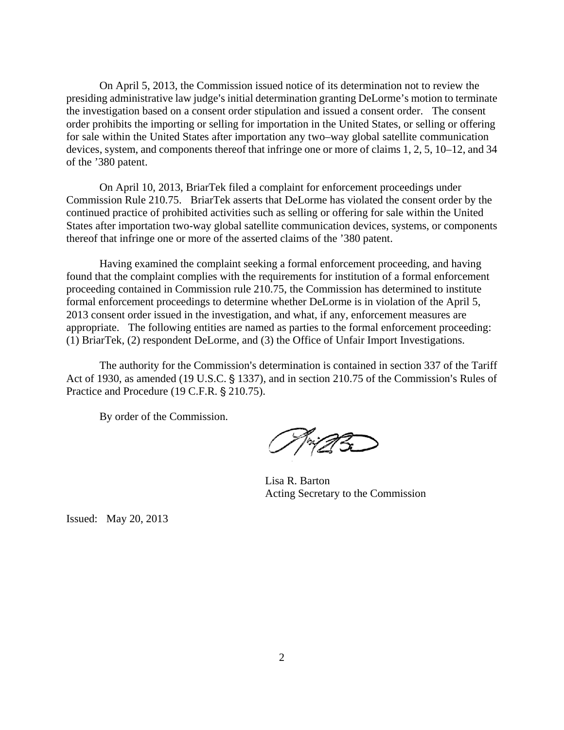On April 5, 2013, the Commission issued notice of its determination not to review the presiding administrative law judge's initial determination granting DeLorme's motion to terminate the investigation based on a consent order stipulation and issued a consent order. The consent order prohibits the importing or selling for importation in the United States, or selling or offering for sale within the United States after importation any two–way global satellite communication devices, system, and components thereof that infringe one or more of claims 1, 2, 5, 10–12, and 34 of the '380 patent.

On April 10, 2013, BriarTek filed a complaint for enforcement proceedings under Commission Rule 210.75. BriarTek asserts that DeLorme has violated the consent order by the continued practice of prohibited activities such as selling or offering for sale within the United States after importation two-way global satellite communication devices, systems, or components thereof that infringe one or more of the asserted claims of the '380 patent.

Having examined the complaint seeking a formal enforcement proceeding, and having found that the complaint complies with the requirements for institution of a formal enforcement proceeding contained in Commission rule 210.75, the Commission has determined to institute formal enforcement proceedings to determine whether DeLorme is in violation of the April 5, 2013 consent order issued in the investigation, and what, if any, enforcement measures are appropriate. The following entities are named as parties to the formal enforcement proceeding: (1) BriarTek, (2) respondent DeLorme, and (3) the Office of Unfair Import Investigations.

The authority for the Commission's determination is contained in section 337 of the Tariff Act of 1930, as amended (19 U.S.C. § 1337), and in section 210.75 of the Commission's Rules of Practice and Procedure (19 C.F.R. § 210.75).

By order of the Commission.

Lisa R. Barton
Acting Secretary to the Commission

Issued: May 20, 2013